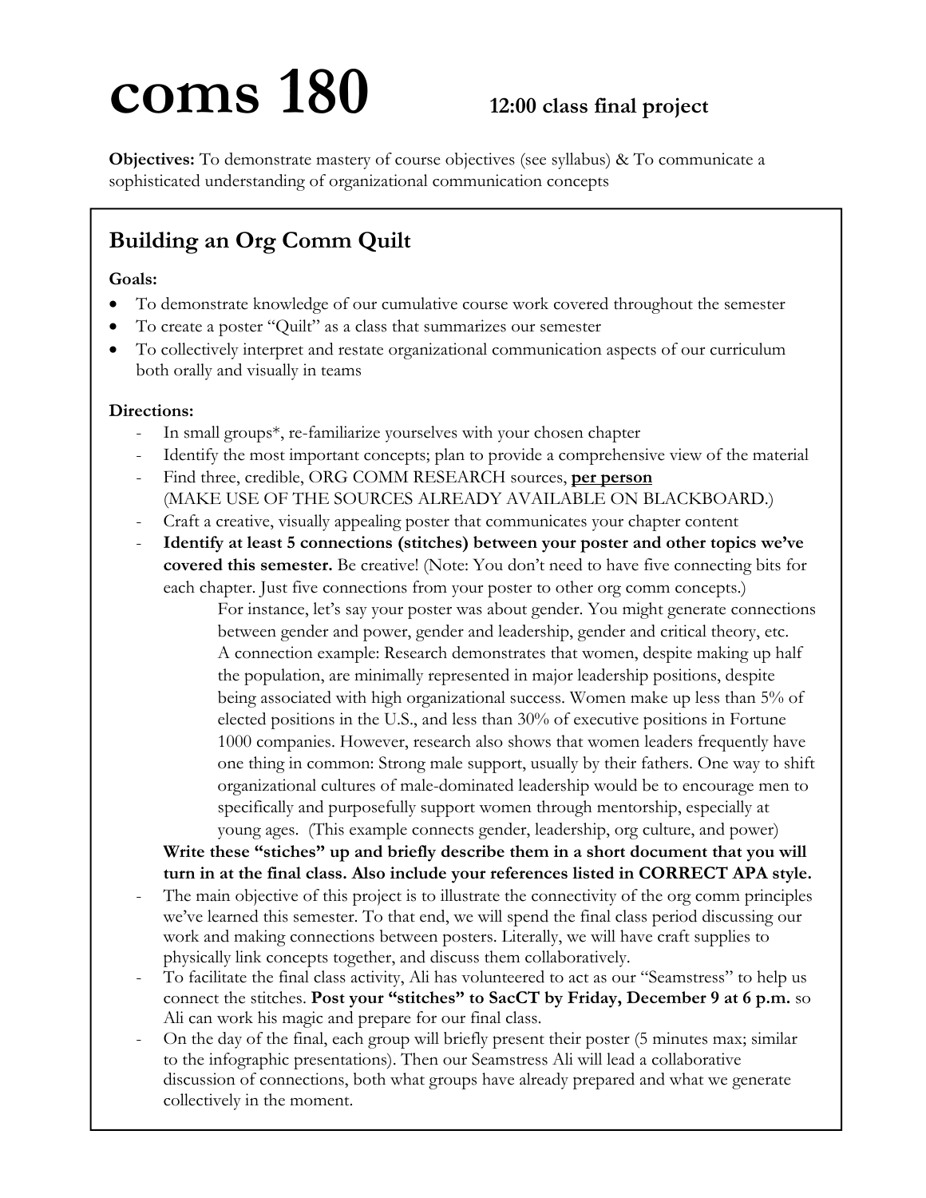# coms 180

**12:00 class final project**

**Objectives:** To demonstrate mastery of course objectives (see syllabus) & To communicate a sophisticated understanding of organizational communication concepts

## Building an Org Comm Quilt

**Goals:**

- To demonstrate knowledge of our cumulative course work covered throughout the semester
- To create a poster "Quilt" as a class that summarizes our semester
- To collectively interpret and restate organizational communication aspects of our curriculum both orally and visually in teams

**Directions:**

- In small groups*, re-familiarize yourselves with your chosen chapter
- Identify the most important concepts; plan to provide a comprehensive view of the material
- Find three, credible, ORG COMM RESEARCH sources, **per person** (MAKE USE OF THE SOURCES ALREADY AVAILABLE ON BLACKBOARD.)
- Craft a creative, visually appealing poster that communicates your chapter content
- **Identify at least 5 connections (stitches) between your poster and other topics we've covered this semester.** Be creative! (Note: You don't need to have five connecting bits for each chapter. Just five connections from your poster to other org comm concepts.)

  For instance, let's say your poster was about gender. You might generate connections between gender and power, gender and leadership, gender and critical theory, etc. A connection example: Research demonstrates that women, despite making up half the population, are minimally represented in major leadership positions, despite being associated with high organizational success. Women make up less than 5% of elected positions in the U.S., and less than 30% of executive positions in Fortune 1000 companies. However, research also shows that women leaders frequently have one thing in common: Strong male support, usually by their fathers. One way to shift organizational cultures of male-dominated leadership would be to encourage men to specifically and purposefully support women through mentorship, especially at young ages. (This example connects gender, leadership, org culture, and power)

  **Write these "stiches" up and briefly describe them in a short document that you will turn in at the final class. Also include your references listed in CORRECT APA style.**
- The main objective of this project is to illustrate the connectivity of the org comm principles we've learned this semester. To that end, we will spend the final class period discussing our work and making connections between posters. Literally, we will have craft supplies to physically link concepts together, and discuss them collaboratively.
- To facilitate the final class activity, Ali has volunteered to act as our "Seamstress" to help us connect the stitches. **Post your "stitches" to SacCT by Friday, December 9 at 6 p.m.** so Ali can work his magic and prepare for our final class.
- On the day of the final, each group will briefly present their poster (5 minutes max; similar to the infographic presentations). Then our Seamstress Ali will lead a collaborative discussion of connections, both what groups have already prepared and what we generate collectively in the moment.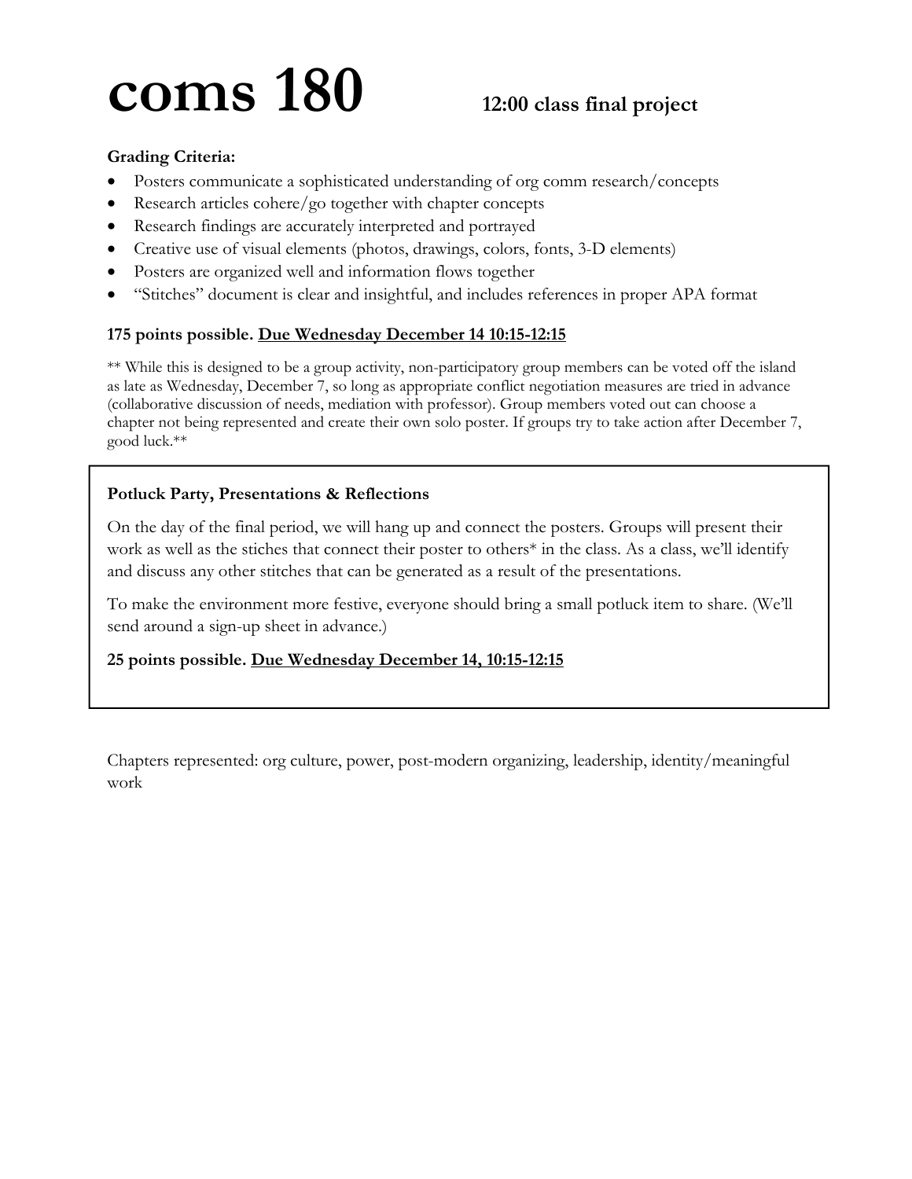# coms 180 — 12:00 class final project

**Grading Criteria:**

- Posters communicate a sophisticated understanding of org comm research/concepts
- Research articles cohere/go together with chapter concepts
- Research findings are accurately interpreted and portrayed
- Creative use of visual elements (photos, drawings, colors, fonts, 3-D elements)
- Posters are organized well and information flows together
- "Stitches" document is clear and insightful, and includes references in proper APA format

**175 points possible. <u>Due Wednesday December 14 10:15-12:15</u>**

** While this is designed to be a group activity, non-participatory group members can be voted off the island as late as Wednesday, December 7, so long as appropriate conflict negotiation measures are tried in advance (collaborative discussion of needs, mediation with professor). Group members voted out can choose a chapter not being represented and create their own solo poster. If groups try to take action after December 7, good luck.**

**Potluck Party, Presentations & Reflections**

On the day of the final period, we will hang up and connect the posters. Groups will present their work as well as the stiches that connect their poster to others* in the class. As a class, we'll identify and discuss any other stitches that can be generated as a result of the presentations.

To make the environment more festive, everyone should bring a small potluck item to share. (We'll send around a sign-up sheet in advance.)

**25 points possible. <u>Due Wednesday December 14, 10:15-12:15</u>**

Chapters represented: org culture, power, post-modern organizing, leadership, identity/meaningful work